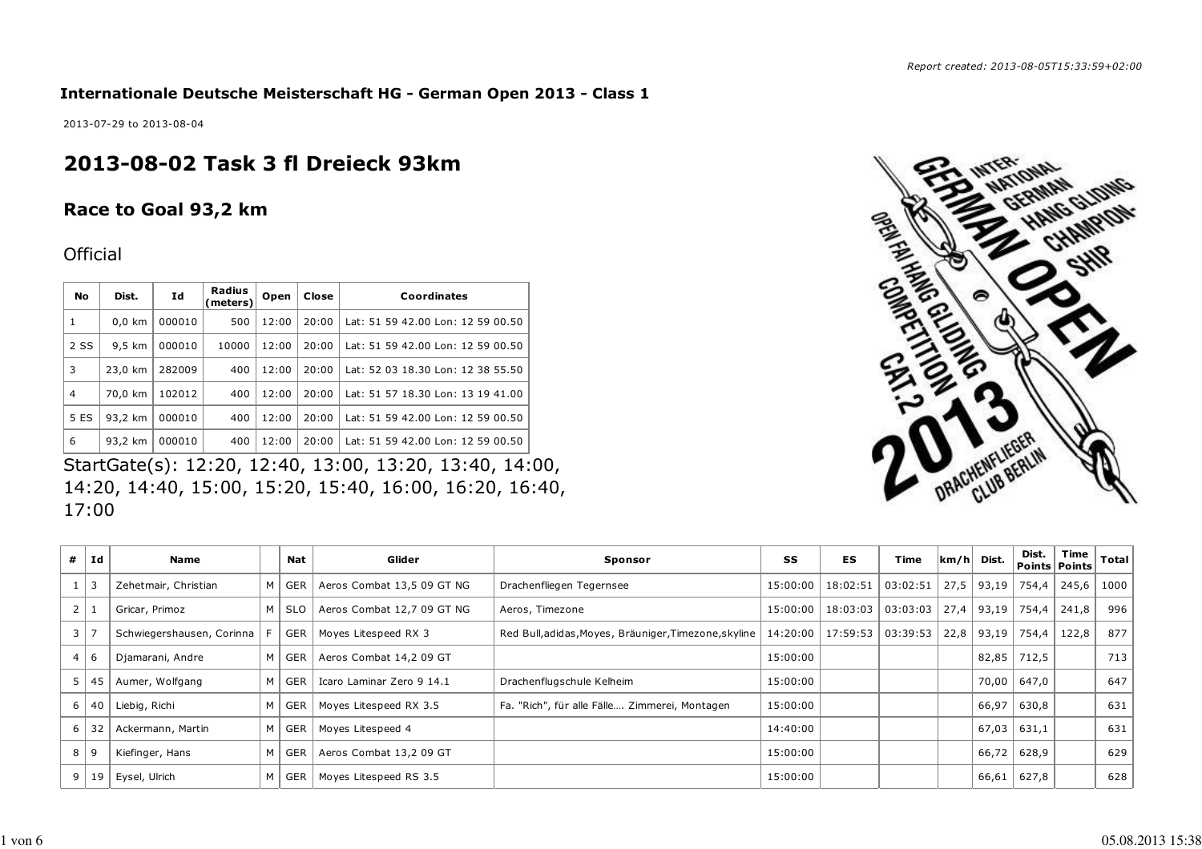*Report created: 2013-08-05T15:33:59+02:00*

**Internationale Deutsche Meisterschaft HG - German Open 2013 - Class 1**

2013-07-29 to 2013-08-04

# 2013-08-02 Task 3 fl Dreieck 93km

## Race to Goal 93,2 km

Official

| No | Dist. | Id | Radius (meters) | Open | Close | Coordinates |
|---|---|---|---|---|---|---|
| 1 | 0,0 km | 000010 | 500 | 12:00 | 20:00 | Lat: 51 59 42.00 Lon: 12 59 00.50 |
| 2 SS | 9,5 km | 000010 | 10000 | 12:00 | 20:00 | Lat: 51 59 42.00 Lon: 12 59 00.50 |
| 3 | 23,0 km | 282009 | 400 | 12:00 | 20:00 | Lat: 52 03 18.30 Lon: 12 38 55.50 |
| 4 | 70,0 km | 102012 | 400 | 12:00 | 20:00 | Lat: 51 57 18.30 Lon: 13 19 41.00 |
| 5 ES | 93,2 km | 000010 | 400 | 12:00 | 20:00 | Lat: 51 59 42.00 Lon: 12 59 00.50 |
| 6 | 93,2 km | 000010 | 400 | 12:00 | 20:00 | Lat: 51 59 42.00 Lon: 12 59 00.50 |

StartGate(s): 12:20, 12:40, 13:00, 13:20, 13:40, 14:00, 14:20, 14:40, 15:00, 15:20, 15:40, 16:00, 16:20, 16:40, 17:00

| # | Id | Name | | Nat | Glider | Sponsor | SS | ES | Time | km/h | Dist. | Dist. Points | Time Points | Total |
|---|---|---|---|---|---|---|---|---|---|---|---|---|---|---|
| 1 | 3 | Zehetmair, Christian | M | GER | Aeros Combat 13,5 09 GT NG | Drachenfliegen Tegernsee | 15:00:00 | 18:02:51 | 03:02:51 | 27,5 | 93,19 | 754,4 | 245,6 | 1000 |
| 2 | 1 | Gricar, Primoz | M | SLO | Aeros Combat 12,7 09 GT NG | Aeros, Timezone | 15:00:00 | 18:03:03 | 03:03:03 | 27,4 | 93,19 | 754,4 | 241,8 | 996 |
| 3 | 7 | Schwiegershausen, Corinna | F | GER | Moyes Litespeed RX 3 | Red Bull,adidas,Moyes, Bräuniger,Timezone,skyline | 14:20:00 | 17:59:53 | 03:39:53 | 22,8 | 93,19 | 754,4 | 122,8 | 877 |
| 4 | 6 | Djamarani, Andre | M | GER | Aeros Combat 14,2 09 GT | | 15:00:00 | | | | 82,85 | 712,5 | | 713 |
| 5 | 45 | Aumer, Wolfgang | M | GER | Icaro Laminar Zero 9 14.1 | Drachenflugschule Kelheim | 15:00:00 | | | | 70,00 | 647,0 | | 647 |
| 6 | 40 | Liebig, Richi | M | GER | Moyes Litespeed RX 3.5 | Fa. "Rich", für alle Fälle.... Zimmerei, Montagen | 15:00:00 | | | | 66,97 | 630,8 | | 631 |
| 6 | 32 | Ackermann, Martin | M | GER | Moyes Litespeed 4 | | 14:40:00 | | | | 67,03 | 631,1 | | 631 |
| 8 | 9 | Kiefinger, Hans | M | GER | Aeros Combat 13,2 09 GT | | 15:00:00 | | | | 66,72 | 628,9 | | 629 |
| 9 | 19 | Eysel, Ulrich | M | GER | Moyes Litespeed RS 3.5 | | 15:00:00 | | | | 66,61 | 627,8 | | 628 |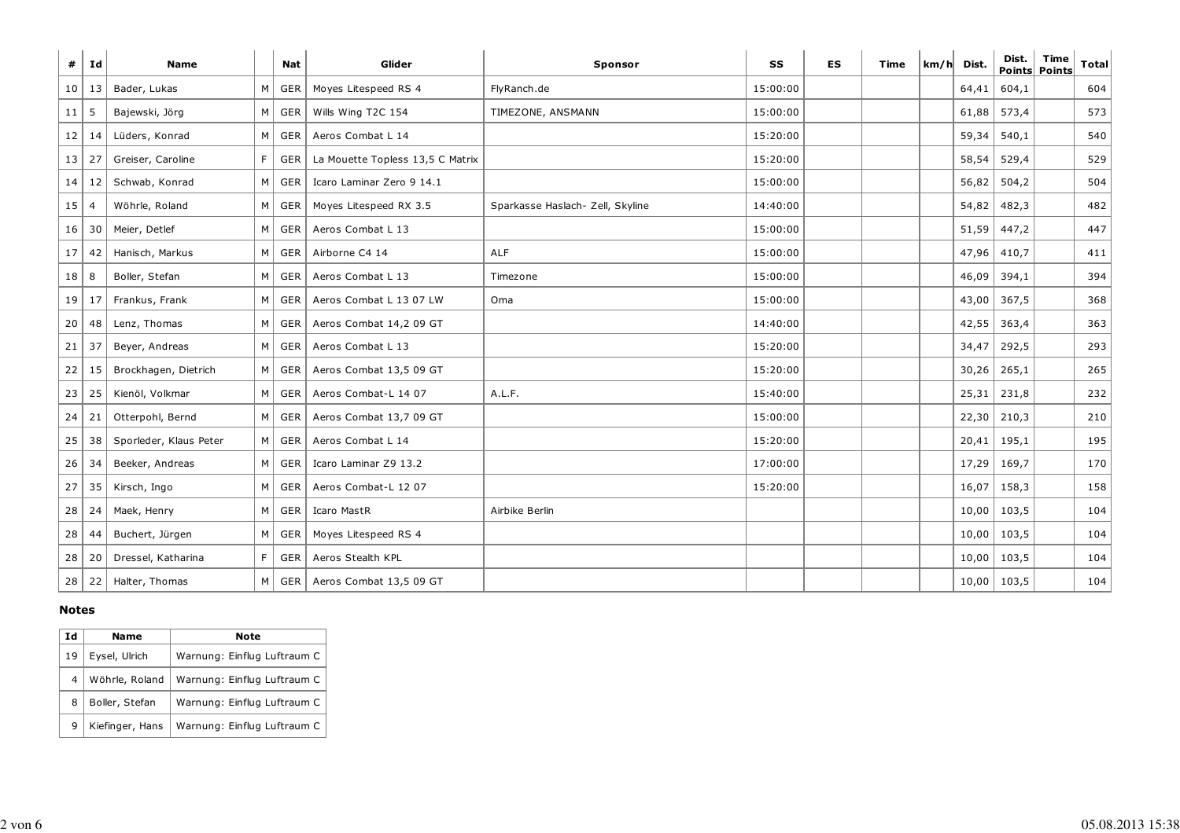| # | Id | Name | | Nat | Glider | Sponsor | SS | ES | Time | km/h | Dist. | Dist. Points | Time Points | Total |
|---|---|---|---|---|---|---|---|---|---|---|---|---|---|---|
| 10 | 13 | Bader, Lukas | M | GER | Moyes Litespeed RS 4 | FlyRanch.de | 15:00:00 | | | | 64,41 | 604,1 | | 604 |
| 11 | 5 | Bajewski, Jörg | M | GER | Wills Wing T2C 154 | TIMEZONE, ANSMANN | 15:00:00 | | | | 61,88 | 573,4 | | 573 |
| 12 | 14 | Lüders, Konrad | M | GER | Aeros Combat L 14 | | 15:20:00 | | | | 59,34 | 540,1 | | 540 |
| 13 | 27 | Greiser, Caroline | F | GER | La Mouette Topless 13,5 C Matrix | | 15:20:00 | | | | 58,54 | 529,4 | | 529 |
| 14 | 12 | Schwab, Konrad | M | GER | Icaro Laminar Zero 9 14.1 | | 15:00:00 | | | | 56,82 | 504,2 | | 504 |
| 15 | 4 | Wöhrle, Roland | M | GER | Moyes Litespeed RX 3.5 | Sparkasse Haslach- Zell, Skyline | 14:40:00 | | | | 54,82 | 482,3 | | 482 |
| 16 | 30 | Meier, Detlef | M | GER | Aeros Combat L 13 | | 15:00:00 | | | | 51,59 | 447,2 | | 447 |
| 17 | 42 | Hanisch, Markus | M | GER | Airborne C4 14 | ALF | 15:00:00 | | | | 47,96 | 410,7 | | 411 |
| 18 | 8 | Boller, Stefan | M | GER | Aeros Combat L 13 | Timezone | 15:00:00 | | | | 46,09 | 394,1 | | 394 |
| 19 | 17 | Frankus, Frank | M | GER | Aeros Combat L 13 07 LW | Oma | 15:00:00 | | | | 43,00 | 367,5 | | 368 |
| 20 | 48 | Lenz, Thomas | M | GER | Aeros Combat 14,2 09 GT | | 14:40:00 | | | | 42,55 | 363,4 | | 363 |
| 21 | 37 | Beyer, Andreas | M | GER | Aeros Combat L 13 | | 15:20:00 | | | | 34,47 | 292,5 | | 293 |
| 22 | 15 | Brockhagen, Dietrich | M | GER | Aeros Combat 13,5 09 GT | | 15:20:00 | | | | 30,26 | 265,1 | | 265 |
| 23 | 25 | Kienöl, Volkmar | M | GER | Aeros Combat-L 14 07 | A.L.F. | 15:40:00 | | | | 25,31 | 231,8 | | 232 |
| 24 | 21 | Otterpohl, Bernd | M | GER | Aeros Combat 13,7 09 GT | | 15:00:00 | | | | 22,30 | 210,3 | | 210 |
| 25 | 38 | Sporleder, Klaus Peter | M | GER | Aeros Combat L 14 | | 15:20:00 | | | | 20,41 | 195,1 | | 195 |
| 26 | 34 | Beeker, Andreas | M | GER | Icaro Laminar Z9 13.2 | | 17:00:00 | | | | 17,29 | 169,7 | | 170 |
| 27 | 35 | Kirsch, Ingo | M | GER | Aeros Combat-L 12 07 | | 15:20:00 | | | | 16,07 | 158,3 | | 158 |
| 28 | 24 | Maek, Henry | M | GER | Icaro MastR | Airbike Berlin | | | | | 10,00 | 103,5 | | 104 |
| 28 | 44 | Buchert, Jürgen | M | GER | Moyes Litespeed RS 4 | | | | | | 10,00 | 103,5 | | 104 |
| 28 | 20 | Dressel, Katharina | F | GER | Aeros Stealth KPL | | | | | | 10,00 | 103,5 | | 104 |
| 28 | 22 | Halter, Thomas | M | GER | Aeros Combat 13,5 09 GT | | | | | | 10,00 | 103,5 | | 104 |

**Notes**

| Id | Name | Note |
|---|---|---|
| 19 | Eysel, Ulrich | Warnung: Einflug Luftraum C |
| 4 | Wöhrle, Roland | Warnung: Einflug Luftraum C |
| 8 | Boller, Stefan | Warnung: Einflug Luftraum C |
| 9 | Kiefinger, Hans | Warnung: Einflug Luftraum C |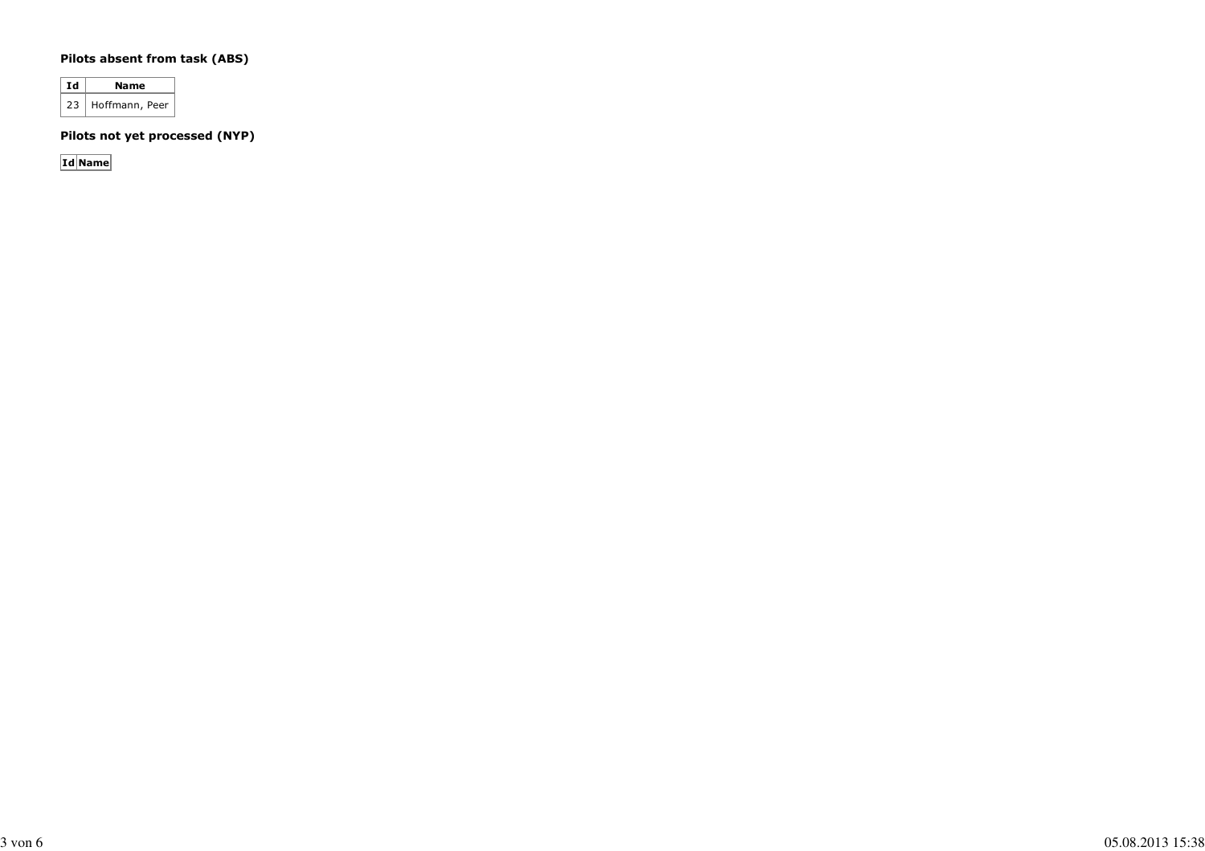### Pilots absent from task (ABS)

| Id | Name |
| --- | --- |
| 23 | Hoffmann, Peer |

### Pilots not yet processed (NYP)

| Id | Name |
| --- | --- |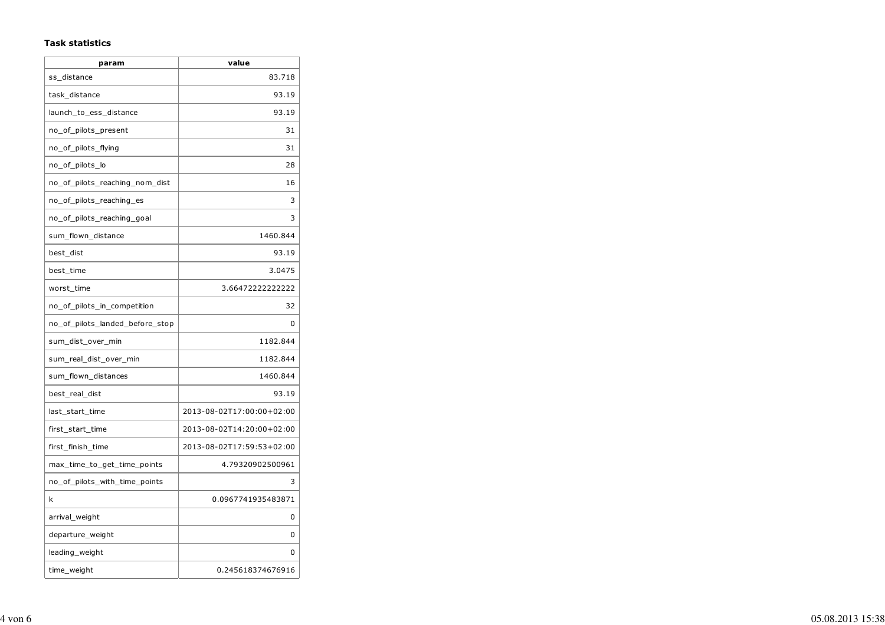**Task statistics**

| param | value |
|---|---|
| ss_distance | 83.718 |
| task_distance | 93.19 |
| launch_to_ess_distance | 93.19 |
| no_of_pilots_present | 31 |
| no_of_pilots_flying | 31 |
| no_of_pilots_lo | 28 |
| no_of_pilots_reaching_nom_dist | 16 |
| no_of_pilots_reaching_es | 3 |
| no_of_pilots_reaching_goal | 3 |
| sum_flown_distance | 1460.844 |
| best_dist | 93.19 |
| best_time | 3.0475 |
| worst_time | 3.66472222222222 |
| no_of_pilots_in_competition | 32 |
| no_of_pilots_landed_before_stop | 0 |
| sum_dist_over_min | 1182.844 |
| sum_real_dist_over_min | 1182.844 |
| sum_flown_distances | 1460.844 |
| best_real_dist | 93.19 |
| last_start_time | 2013-08-02T17:00:00+02:00 |
| first_start_time | 2013-08-02T14:20:00+02:00 |
| first_finish_time | 2013-08-02T17:59:53+02:00 |
| max_time_to_get_time_points | 4.79320902500961 |
| no_of_pilots_with_time_points | 3 |
| k | 0.0967741935483871 |
| arrival_weight | 0 |
| departure_weight | 0 |
| leading_weight | 0 |
| time_weight | 0.245618374676916 |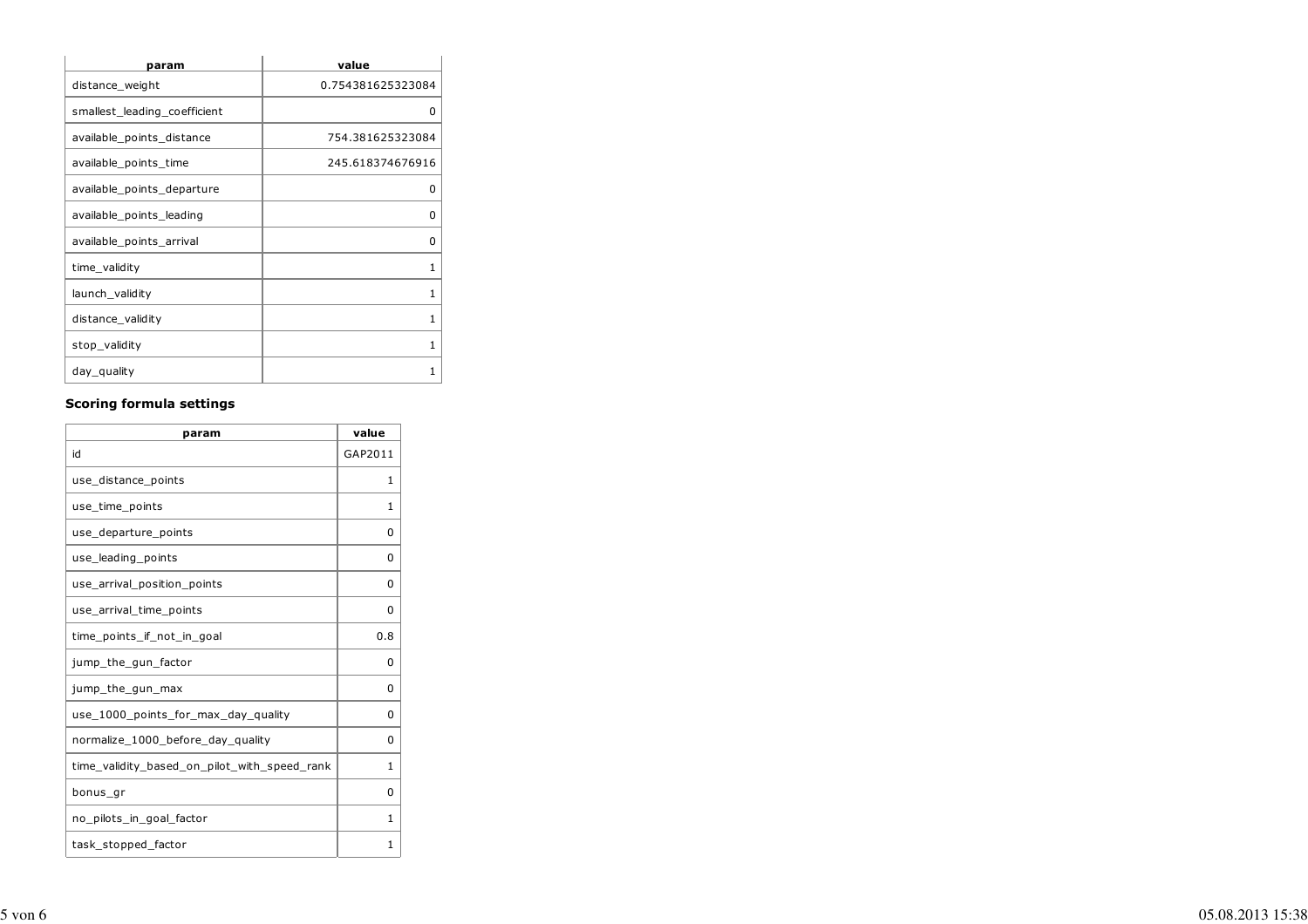| param | value |
| --- | --- |
| distance_weight | 0.754381625323084 |
| smallest_leading_coefficient | 0 |
| available_points_distance | 754.381625323084 |
| available_points_time | 245.618374676916 |
| available_points_departure | 0 |
| available_points_leading | 0 |
| available_points_arrival | 0 |
| time_validity | 1 |
| launch_validity | 1 |
| distance_validity | 1 |
| stop_validity | 1 |
| day_quality | 1 |

**Scoring formula settings**

| param | value |
| --- | --- |
| id | GAP2011 |
| use_distance_points | 1 |
| use_time_points | 1 |
| use_departure_points | 0 |
| use_leading_points | 0 |
| use_arrival_position_points | 0 |
| use_arrival_time_points | 0 |
| time_points_if_not_in_goal | 0.8 |
| jump_the_gun_factor | 0 |
| jump_the_gun_max | 0 |
| use_1000_points_for_max_day_quality | 0 |
| normalize_1000_before_day_quality | 0 |
| time_validity_based_on_pilot_with_speed_rank | 1 |
| bonus_gr | 0 |
| no_pilots_in_goal_factor | 1 |
| task_stopped_factor | 1 |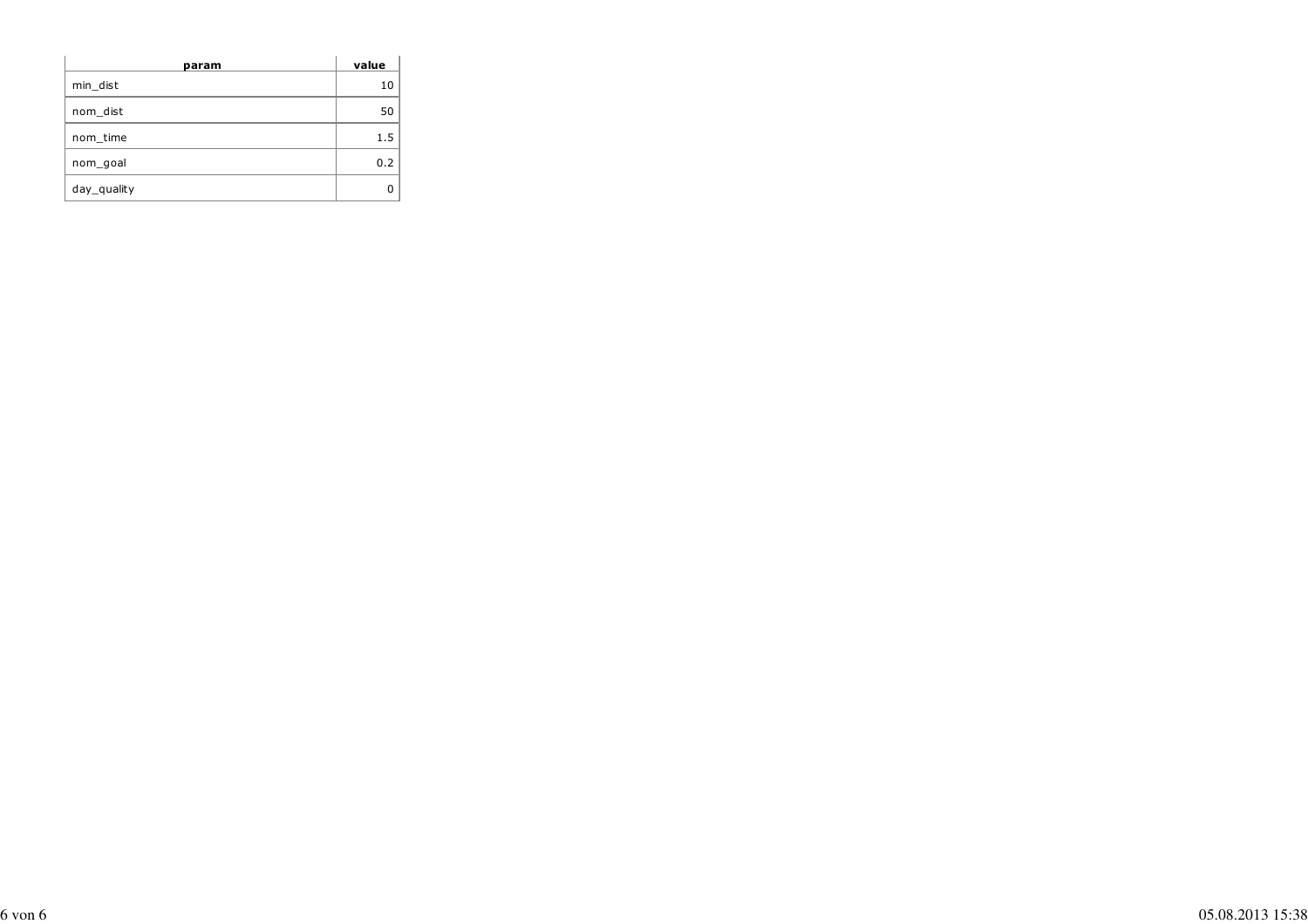| param | value |
| --- | --- |
| min_dist | 10 |
| nom_dist | 50 |
| nom_time | 1.5 |
| nom_goal | 0.2 |
| day_quality | 0 |